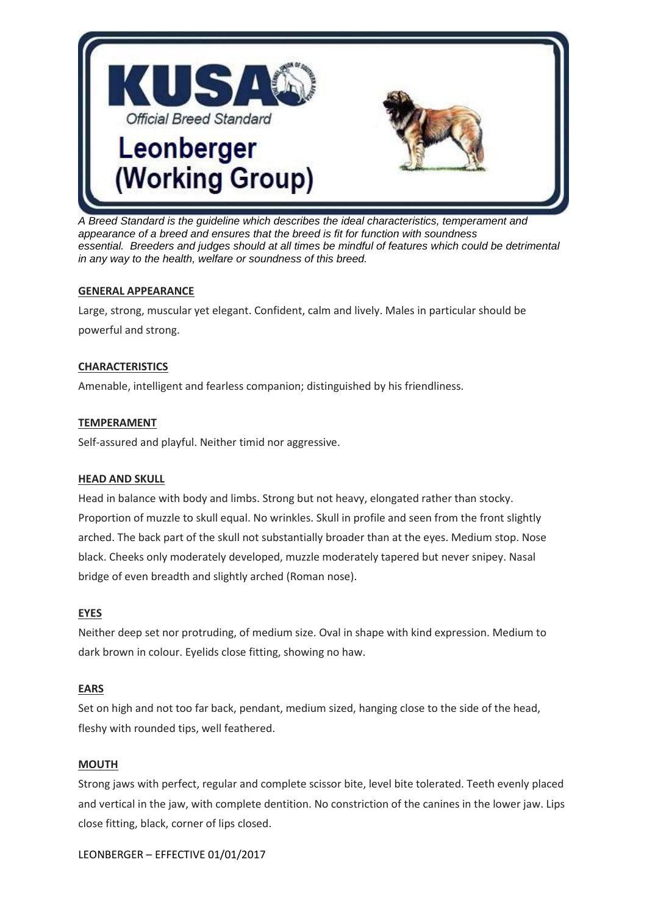# KUSA

Official Breed Standard

# Leonberger (Working Group)

*A Breed Standard is the guideline which describes the ideal characteristics, temperament and appearance of a breed and ensures that the breed is fit for function with soundness essential. Breeders and judges should at all times be mindful of features which could be detrimental in any way to the health, welfare or soundness of this breed.*

## GENERAL APPEARANCE

Large, strong, muscular yet elegant. Confident, calm and lively. Males in particular should be powerful and strong.

## CHARACTERISTICS

Amenable, intelligent and fearless companion; distinguished by his friendliness.

## TEMPERAMENT

Self-assured and playful. Neither timid nor aggressive.

## HEAD AND SKULL

Head in balance with body and limbs. Strong but not heavy, elongated rather than stocky. Proportion of muzzle to skull equal. No wrinkles. Skull in profile and seen from the front slightly arched. The back part of the skull not substantially broader than at the eyes. Medium stop. Nose black. Cheeks only moderately developed, muzzle moderately tapered but never snipey. Nasal bridge of even breadth and slightly arched (Roman nose).

## EYES

Neither deep set nor protruding, of medium size. Oval in shape with kind expression. Medium to dark brown in colour. Eyelids close fitting, showing no haw.

## EARS

Set on high and not too far back, pendant, medium sized, hanging close to the side of the head, fleshy with rounded tips, well feathered.

## MOUTH

Strong jaws with perfect, regular and complete scissor bite, level bite tolerated. Teeth evenly placed and vertical in the jaw, with complete dentition. No constriction of the canines in the lower jaw. Lips close fitting, black, corner of lips closed.

LEONBERGER – EFFECTIVE 01/01/2017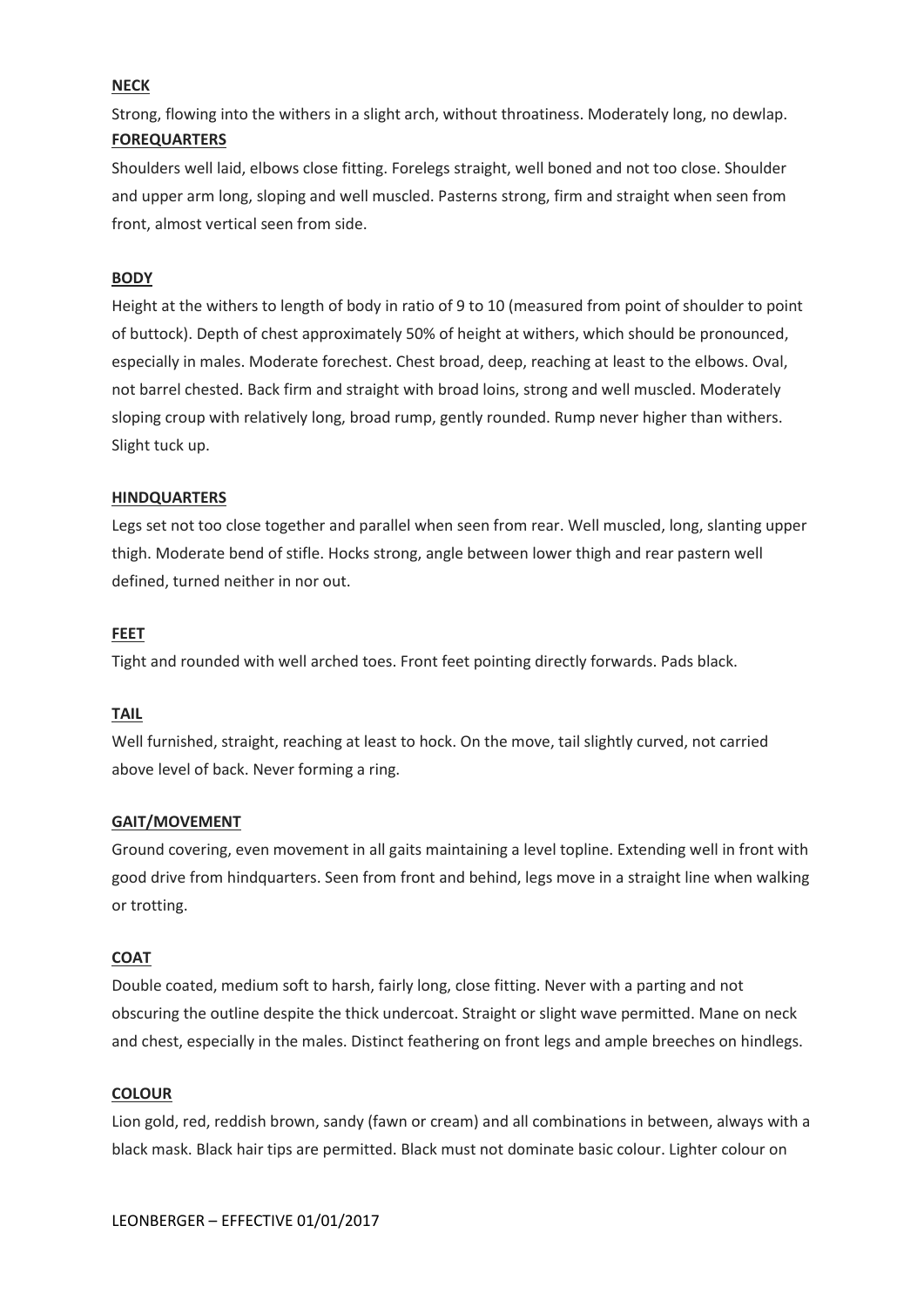**NECK**

Strong, flowing into the withers in a slight arch, without throatiness. Moderately long, no dewlap.

**FOREQUARTERS**

Shoulders well laid, elbows close fitting. Forelegs straight, well boned and not too close. Shoulder and upper arm long, sloping and well muscled. Pasterns strong, firm and straight when seen from front, almost vertical seen from side.

**BODY**

Height at the withers to length of body in ratio of 9 to 10 (measured from point of shoulder to point of buttock). Depth of chest approximately 50% of height at withers, which should be pronounced, especially in males. Moderate forechest. Chest broad, deep, reaching at least to the elbows. Oval, not barrel chested. Back firm and straight with broad loins, strong and well muscled. Moderately sloping croup with relatively long, broad rump, gently rounded. Rump never higher than withers. Slight tuck up.

**HINDQUARTERS**

Legs set not too close together and parallel when seen from rear. Well muscled, long, slanting upper thigh. Moderate bend of stifle. Hocks strong, angle between lower thigh and rear pastern well defined, turned neither in nor out.

**FEET**

Tight and rounded with well arched toes. Front feet pointing directly forwards. Pads black.

**TAIL**

Well furnished, straight, reaching at least to hock. On the move, tail slightly curved, not carried above level of back. Never forming a ring.

**GAIT/MOVEMENT**

Ground covering, even movement in all gaits maintaining a level topline. Extending well in front with good drive from hindquarters. Seen from front and behind, legs move in a straight line when walking or trotting.

**COAT**

Double coated, medium soft to harsh, fairly long, close fitting. Never with a parting and not obscuring the outline despite the thick undercoat. Straight or slight wave permitted. Mane on neck and chest, especially in the males. Distinct feathering on front legs and ample breeches on hindlegs.

**COLOUR**

Lion gold, red, reddish brown, sandy (fawn or cream) and all combinations in between, always with a black mask. Black hair tips are permitted. Black must not dominate basic colour. Lighter colour on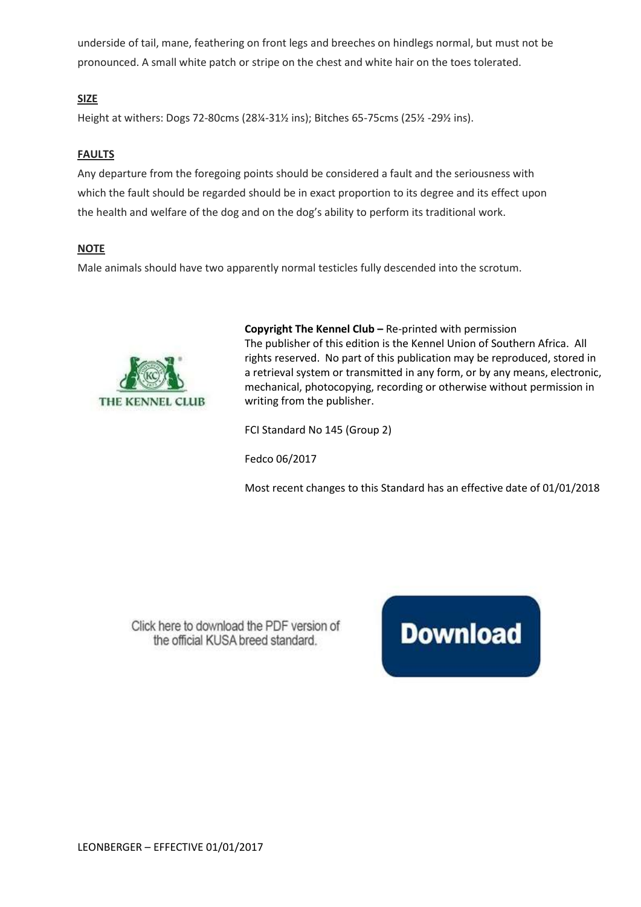underside of tail, mane, feathering on front legs and breeches on hindlegs normal, but must not be pronounced. A small white patch or stripe on the chest and white hair on the toes tolerated.

**SIZE**

Height at withers: Dogs 72-80cms (28¼-31½ ins); Bitches 65-75cms (25½ -29½ ins).

**FAULTS**

Any departure from the foregoing points should be considered a fault and the seriousness with which the fault should be regarded should be in exact proportion to its degree and its effect upon the health and welfare of the dog and on the dog's ability to perform its traditional work.

**NOTE**

Male animals should have two apparently normal testicles fully descended into the scrotum.

THE KENNEL CLUB

**Copyright The Kennel Club –** Re-printed with permission
The publisher of this edition is the Kennel Union of Southern Africa. All rights reserved. No part of this publication may be reproduced, stored in a retrieval system or transmitted in any form, or by any means, electronic, mechanical, photocopying, recording or otherwise without permission in writing from the publisher.

FCI Standard No 145 (Group 2)

Fedco 06/2017

Most recent changes to this Standard has an effective date of 01/01/2018

Click here to download the PDF version of the official KUSA breed standard.

Download

LEONBERGER – EFFECTIVE 01/01/2017